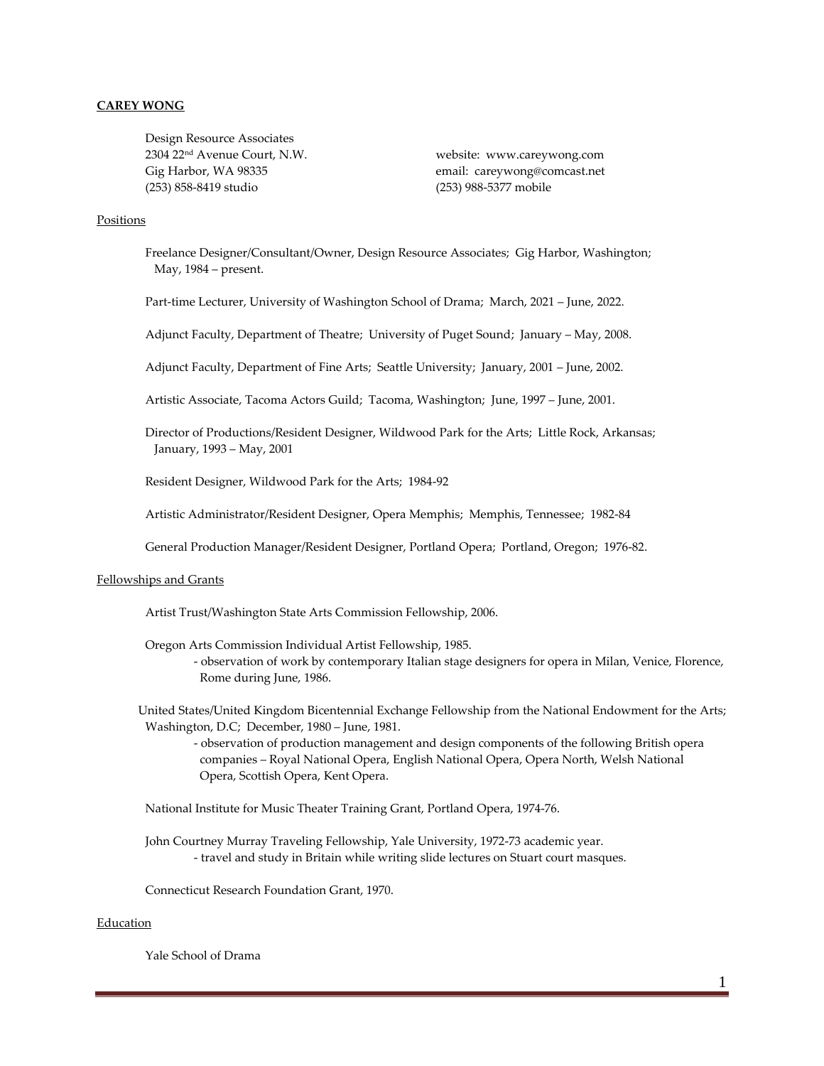**CAREY WONG**

Design Resource Associates
2304 22nd Avenue Court, N.W.
Gig Harbor, WA 98335
(253) 858-8419 studio

website: www.careywong.com
email: careywong@comcast.net
(253) 988-5377 mobile

## Positions

Freelance Designer/Consultant/Owner, Design Resource Associates; Gig Harbor, Washington; May, 1984 – present.

Part-time Lecturer, University of Washington School of Drama; March, 2021 – June, 2022.

Adjunct Faculty, Department of Theatre; University of Puget Sound; January – May, 2008.

Adjunct Faculty, Department of Fine Arts; Seattle University; January, 2001 – June, 2002.

Artistic Associate, Tacoma Actors Guild; Tacoma, Washington; June, 1997 – June, 2001.

Director of Productions/Resident Designer, Wildwood Park for the Arts; Little Rock, Arkansas; January, 1993 – May, 2001

Resident Designer, Wildwood Park for the Arts; 1984-92

Artistic Administrator/Resident Designer, Opera Memphis; Memphis, Tennessee; 1982-84

General Production Manager/Resident Designer, Portland Opera; Portland, Oregon; 1976-82.

## Fellowships and Grants

Artist Trust/Washington State Arts Commission Fellowship, 2006.

Oregon Arts Commission Individual Artist Fellowship, 1985.
- observation of work by contemporary Italian stage designers for opera in Milan, Venice, Florence, Rome during June, 1986.

United States/United Kingdom Bicentennial Exchange Fellowship from the National Endowment for the Arts; Washington, D.C; December, 1980 – June, 1981.
- observation of production management and design components of the following British opera companies – Royal National Opera, English National Opera, Opera North, Welsh National Opera, Scottish Opera, Kent Opera.

National Institute for Music Theater Training Grant, Portland Opera, 1974-76.

John Courtney Murray Traveling Fellowship, Yale University, 1972-73 academic year.
- travel and study in Britain while writing slide lectures on Stuart court masques.

Connecticut Research Foundation Grant, 1970.

## Education

Yale School of Drama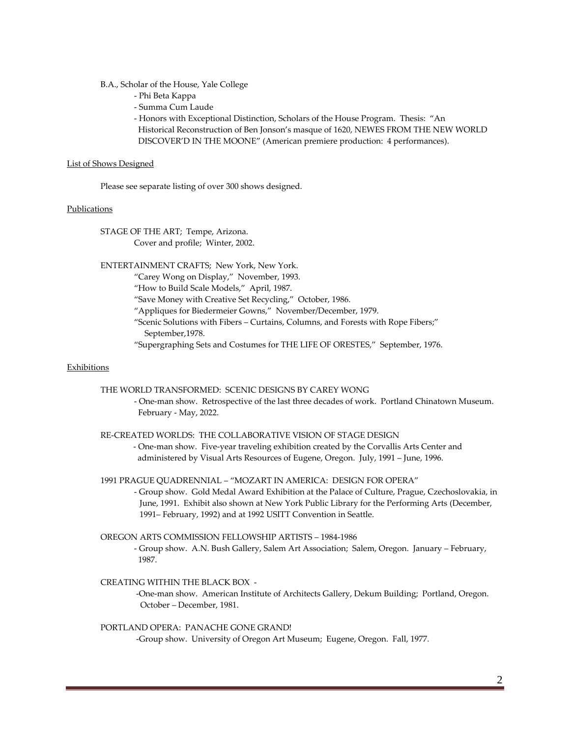B.A., Scholar of the House, Yale College

- Phi Beta Kappa
- Summa Cum Laude
- Honors with Exceptional Distinction, Scholars of the House Program. Thesis: "An Historical Reconstruction of Ben Jonson's masque of 1620, NEWES FROM THE NEW WORLD DISCOVER'D IN THE MOONE" (American premiere production: 4 performances).

## List of Shows Designed

Please see separate listing of over 300 shows designed.

## Publications

STAGE OF THE ART; Tempe, Arizona.
Cover and profile; Winter, 2002.

ENTERTAINMENT CRAFTS; New York, New York.
"Carey Wong on Display," November, 1993.
"How to Build Scale Models," April, 1987.
"Save Money with Creative Set Recycling," October, 1986.
"Appliques for Biedermeier Gowns," November/December, 1979.
"Scenic Solutions with Fibers – Curtains, Columns, and Forests with Rope Fibers;" September,1978.
"Supergraphing Sets and Costumes for THE LIFE OF ORESTES," September, 1976.

## Exhibitions

THE WORLD TRANSFORMED: SCENIC DESIGNS BY CAREY WONG
- One-man show. Retrospective of the last three decades of work. Portland Chinatown Museum. February - May, 2022.

RE-CREATED WORLDS: THE COLLABORATIVE VISION OF STAGE DESIGN
- One-man show. Five-year traveling exhibition created by the Corvallis Arts Center and administered by Visual Arts Resources of Eugene, Oregon. July, 1991 – June, 1996.

1991 PRAGUE QUADRENNIAL – "MOZART IN AMERICA: DESIGN FOR OPERA"
- Group show. Gold Medal Award Exhibition at the Palace of Culture, Prague, Czechoslovakia, in June, 1991. Exhibit also shown at New York Public Library for the Performing Arts (December, 1991– February, 1992) and at 1992 USITT Convention in Seattle.

OREGON ARTS COMMISSION FELLOWSHIP ARTISTS – 1984-1986
- Group show. A.N. Bush Gallery, Salem Art Association; Salem, Oregon. January – February, 1987.

CREATING WITHIN THE BLACK BOX -
- One-man show. American Institute of Architects Gallery, Dekum Building; Portland, Oregon. October – December, 1981.

PORTLAND OPERA: PANACHE GONE GRAND!
- Group show. University of Oregon Art Museum; Eugene, Oregon. Fall, 1977.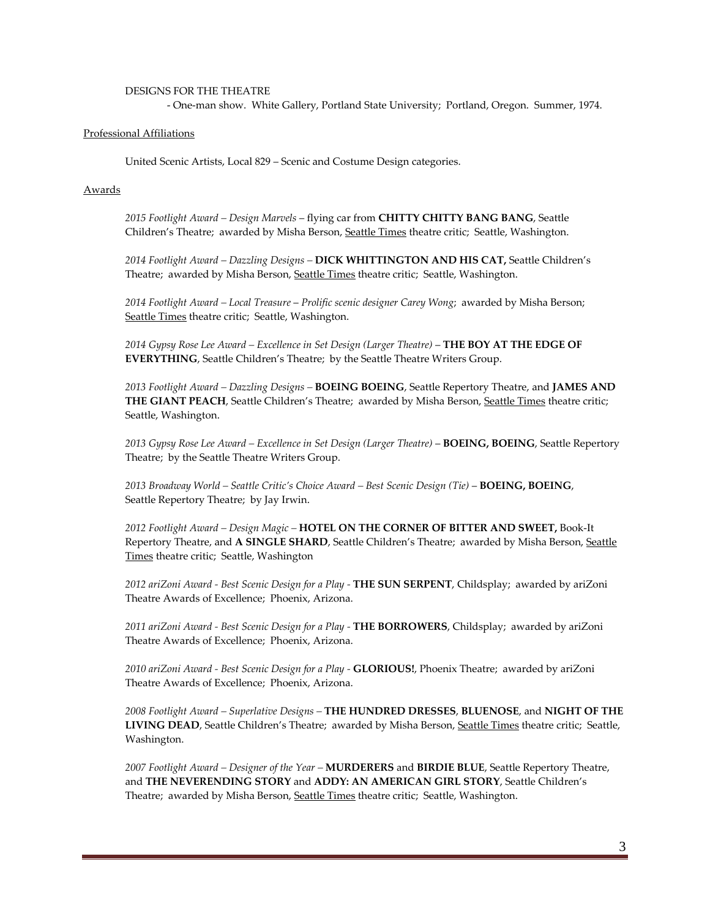DESIGNS FOR THE THEATRE

- One-man show. White Gallery, Portland State University; Portland, Oregon. Summer, 1974.

## Professional Affiliations

United Scenic Artists, Local 829 – Scenic and Costume Design categories.

## Awards

*2015 Footlight Award – Design Marvels* – flying car from **CHITTY CHITTY BANG BANG**, Seattle Children's Theatre; awarded by Misha Berson, Seattle Times theatre critic; Seattle, Washington.

*2014 Footlight Award – Dazzling Designs* – **DICK WHITTINGTON AND HIS CAT,** Seattle Children's Theatre; awarded by Misha Berson, Seattle Times theatre critic; Seattle, Washington.

*2014 Footlight Award – Local Treasure – Prolific scenic designer Carey Wong*; awarded by Misha Berson; Seattle Times theatre critic; Seattle, Washington.

*2014 Gypsy Rose Lee Award – Excellence in Set Design (Larger Theatre)* – **THE BOY AT THE EDGE OF EVERYTHING**, Seattle Children's Theatre; by the Seattle Theatre Writers Group.

*2013 Footlight Award – Dazzling Designs* – **BOEING BOEING**, Seattle Repertory Theatre, and **JAMES AND THE GIANT PEACH**, Seattle Children's Theatre; awarded by Misha Berson, Seattle Times theatre critic; Seattle, Washington.

*2013 Gypsy Rose Lee Award – Excellence in Set Design (Larger Theatre)* – **BOEING, BOEING**, Seattle Repertory Theatre; by the Seattle Theatre Writers Group.

*2013 Broadway World – Seattle Critic's Choice Award – Best Scenic Design (Tie)* – **BOEING, BOEING**, Seattle Repertory Theatre; by Jay Irwin.

*2012 Footlight Award – Design Magic* – **HOTEL ON THE CORNER OF BITTER AND SWEET,** Book-It Repertory Theatre, and **A SINGLE SHARD**, Seattle Children's Theatre; awarded by Misha Berson, Seattle Times theatre critic; Seattle, Washington

*2012 ariZoni Award - Best Scenic Design for a Play* - **THE SUN SERPENT**, Childsplay; awarded by ariZoni Theatre Awards of Excellence; Phoenix, Arizona.

*2011 ariZoni Award - Best Scenic Design for a Play* - **THE BORROWERS**, Childsplay; awarded by ariZoni Theatre Awards of Excellence; Phoenix, Arizona.

*2010 ariZoni Award - Best Scenic Design for a Play* - **GLORIOUS!**, Phoenix Theatre; awarded by ariZoni Theatre Awards of Excellence; Phoenix, Arizona.

*2008 Footlight Award – Superlative Designs* – **THE HUNDRED DRESSES**, **BLUENOSE**, and **NIGHT OF THE LIVING DEAD**, Seattle Children's Theatre; awarded by Misha Berson, Seattle Times theatre critic; Seattle, Washington.

*2007 Footlight Award – Designer of the Year* – **MURDERERS** and **BIRDIE BLUE**, Seattle Repertory Theatre, and **THE NEVERENDING STORY** and **ADDY: AN AMERICAN GIRL STORY**, Seattle Children's Theatre; awarded by Misha Berson, Seattle Times theatre critic; Seattle, Washington.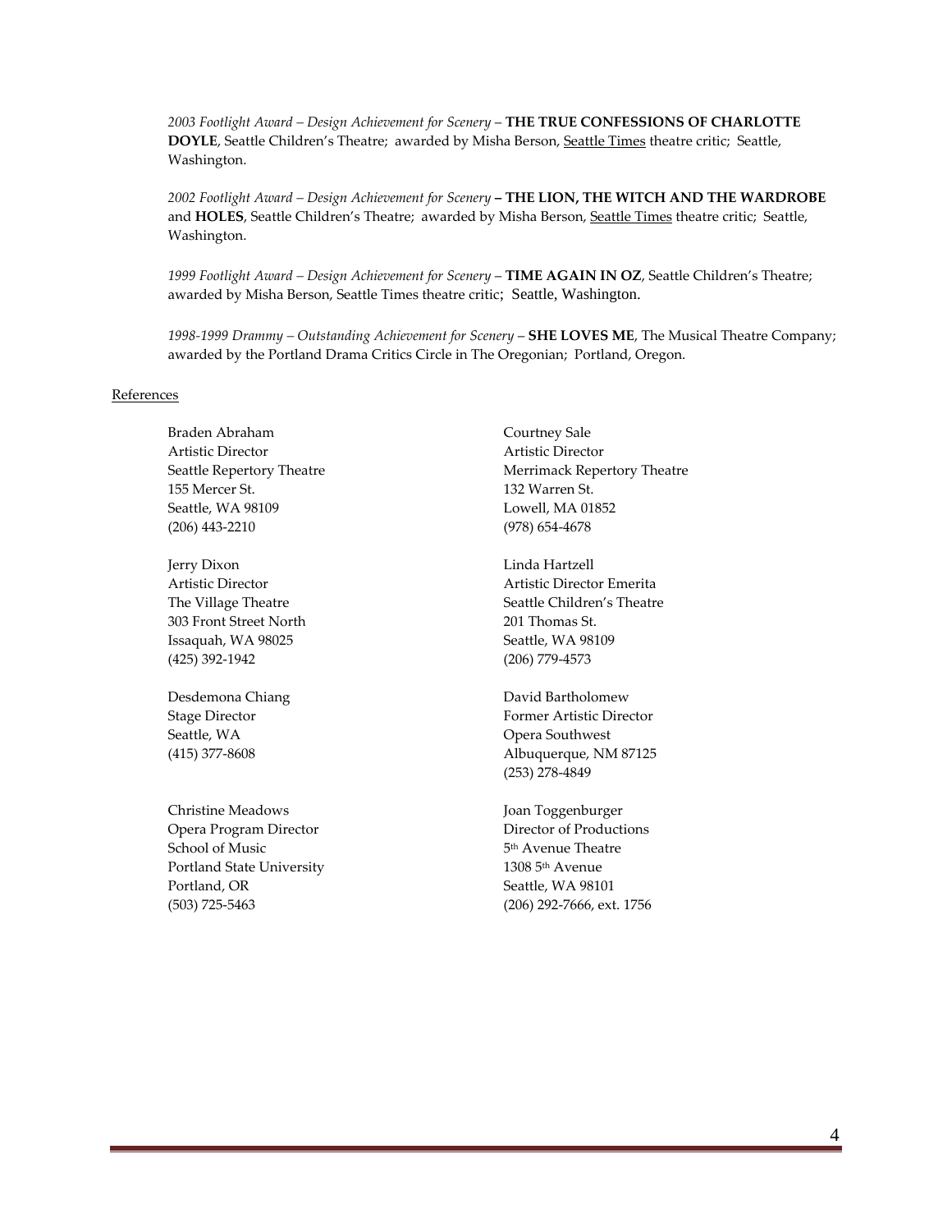*2003 Footlight Award – Design Achievement for Scenery* – **THE TRUE CONFESSIONS OF CHARLOTTE DOYLE**, Seattle Children's Theatre; awarded by Misha Berson, Seattle Times theatre critic; Seattle, Washington.

*2002 Footlight Award – Design Achievement for Scenery* **– THE LION, THE WITCH AND THE WARDROBE** and **HOLES**, Seattle Children's Theatre; awarded by Misha Berson, Seattle Times theatre critic; Seattle, Washington.

*1999 Footlight Award – Design Achievement for Scenery* – **TIME AGAIN IN OZ**, Seattle Children's Theatre; awarded by Misha Berson, Seattle Times theatre critic; Seattle, Washington.

*1998-1999 Drammy – Outstanding Achievement for Scenery* – **SHE LOVES ME**, The Musical Theatre Company; awarded by the Portland Drama Critics Circle in The Oregonian; Portland, Oregon.

References

Braden Abraham
Artistic Director
Seattle Repertory Theatre
155 Mercer St.
Seattle, WA 98109
(206) 443-2210

Courtney Sale
Artistic Director
Merrimack Repertory Theatre
132 Warren St.
Lowell, MA 01852
(978) 654-4678

Jerry Dixon
Artistic Director
The Village Theatre
303 Front Street North
Issaquah, WA 98025
(425) 392-1942

Linda Hartzell
Artistic Director Emerita
Seattle Children's Theatre
201 Thomas St.
Seattle, WA 98109
(206) 779-4573

Desdemona Chiang
Stage Director
Seattle, WA
(415) 377-8608

David Bartholomew
Former Artistic Director
Opera Southwest
Albuquerque, NM 87125
(253) 278-4849

Christine Meadows
Opera Program Director
School of Music
Portland State University
Portland, OR
(503) 725-5463

Joan Toggenburger
Director of Productions
5th Avenue Theatre
1308 5th Avenue
Seattle, WA 98101
(206) 292-7666, ext. 1756